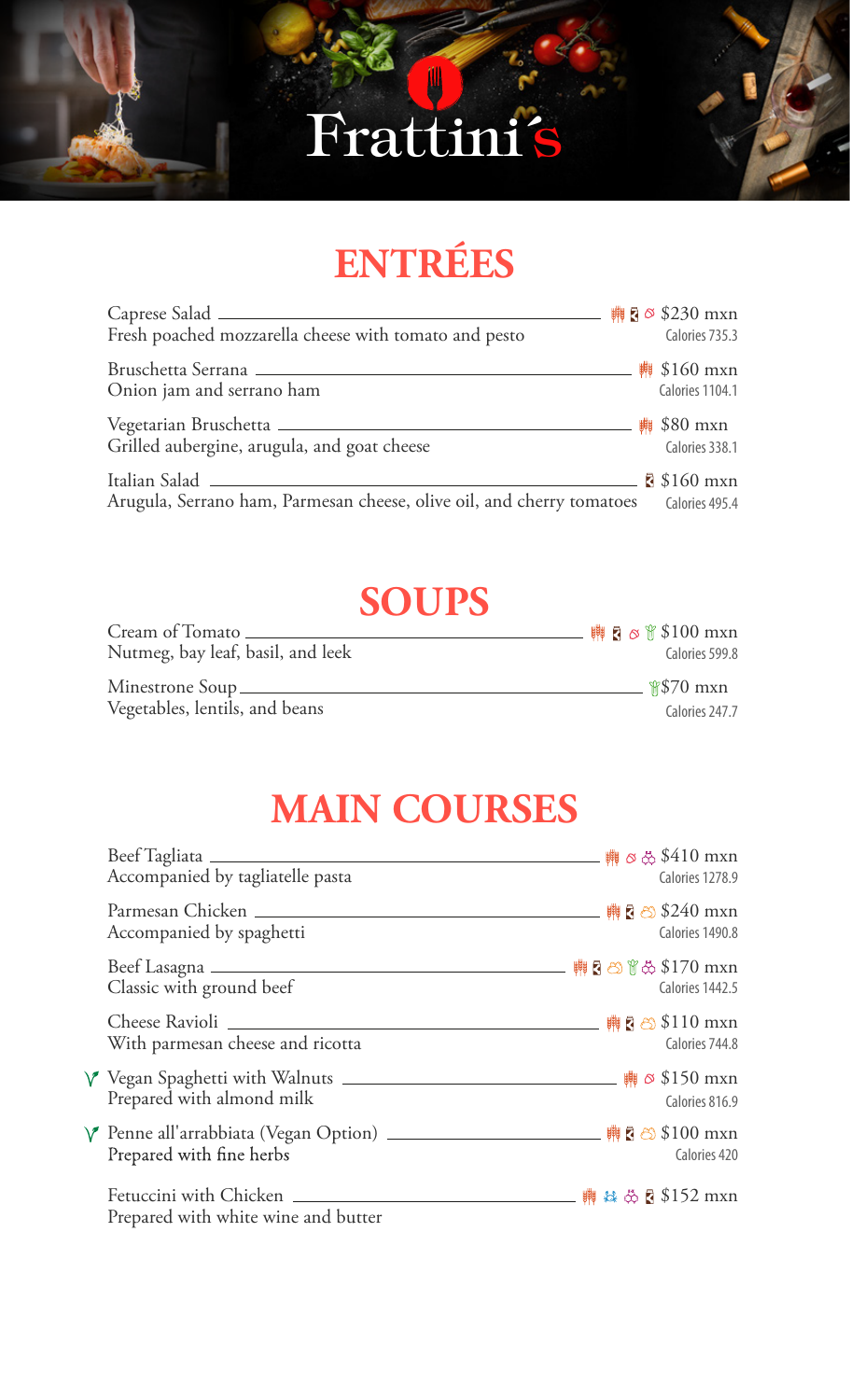# Frattini´s

## ENTRÉES

Caprese Salad — $230 mxn
Fresh poached mozzarella cheese with tomato and pesto
Calories 735.3

Bruschetta Serrana — $160 mxn
Onion jam and serrano ham
Calories 1104.1

Vegetarian Bruschetta — $80 mxn
Grilled aubergine, arugula, and goat cheese
Calories 338.1

Italian Salad — $160 mxn
Arugula, Serrano ham, Parmesan cheese, olive oil, and cherry tomatoes
Calories 495.4

## SOUPS

Cream of Tomato — $100 mxn
Nutmeg, bay leaf, basil, and leek
Calories 599.8

Minestrone Soup — $70 mxn
Vegetables, lentils, and beans
Calories 247.7

## MAIN COURSES

Beef Tagliata — $410 mxn
Accompanied by tagliatelle pasta
Calories 1278.9

Parmesan Chicken — $240 mxn
Accompanied by spaghetti
Calories 1490.8

Beef Lasagna — $170 mxn
Classic with ground beef
Calories 1442.5

Cheese Ravioli — $110 mxn
With parmesan cheese and ricotta
Calories 744.8

Vegan Spaghetti with Walnuts — $150 mxn
Prepared with almond milk
Calories 816.9

Penne all'arrabbiata (Vegan Option) — $100 mxn
Prepared with fine herbs
Calories 420

Fetuccini with Chicken — $152 mxn
Prepared with white wine and butter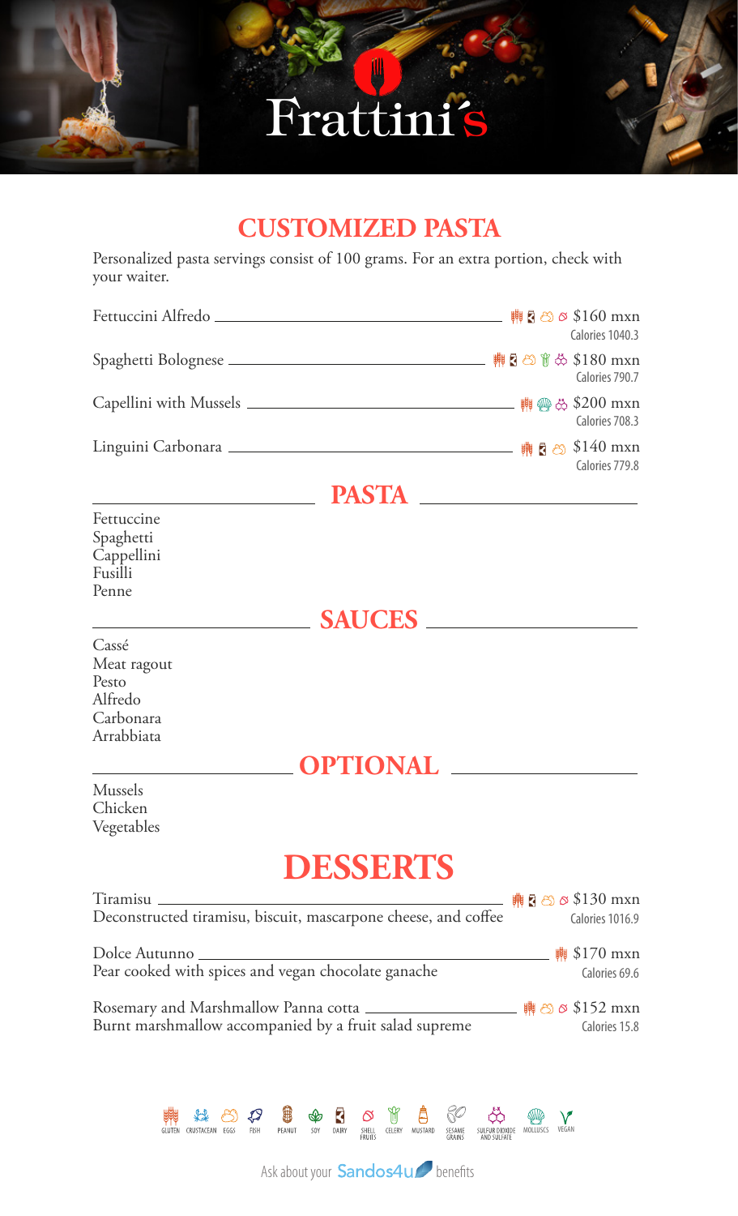# Frattini´s

## CUSTOMIZED PASTA

Personalized pasta servings consist of 100 grams. For an extra portion, check with your waiter.

Fettuccini Alfredo — $160 mxn
Calories 1040.3

Spaghetti Bolognese — $180 mxn
Calories 790.7

Capellini with Mussels — $200 mxn
Calories 708.3

Linguini Carbonara — $140 mxn
Calories 779.8

### PASTA

- Fettuccine
- Spaghetti
- Cappellini
- Fusilli
- Penne

### SAUCES

- Cassé
- Meat ragout
- Pesto
- Alfredo
- Carbonara
- Arrabbiata

### OPTIONAL

- Mussels
- Chicken
- Vegetables

## DESSERTS

Tiramisu — $130 mxn
Deconstructed tiramisu, biscuit, mascarpone cheese, and coffee
Calories 1016.9

Dolce Autunno — $170 mxn
Pear cooked with spices and vegan chocolate ganache
Calories 69.6

Rosemary and Marshmallow Panna cotta — $152 mxn
Burnt marshmallow accompanied by a fruit salad supreme
Calories 15.8

GLUTEN CRUSTACEAN EGGS FISH PEANUT SOY DAIRY SHELL FRUITS CELERY MUSTARD SESAME GRAINS SULFUR DIOXIDE AND SULFATE MOLLUSCS VEGAN

Ask about your Sandos4u benefits